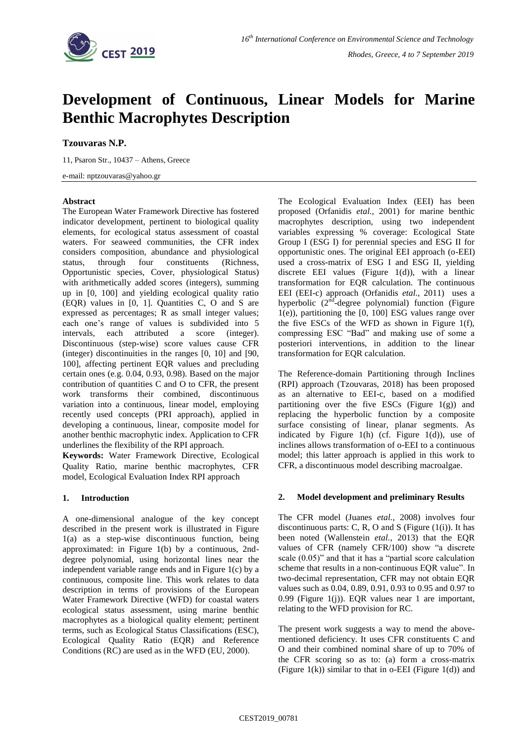# Development of Continuous, Linear Models for Marine Benthic Macrophytes Description

**Tzouvaras N.P.**

11, Psaron Str., 10437 – Athens, Greece

e-mail: nptzouvaras@yahoo.gr

**Abstract**

The European Water Framework Directive has fostered indicator development, pertinent to biological quality elements, for ecological status assessment of coastal waters. For seaweed communities, the CFR index considers composition, abundance and physiological status, through four constituents (Richness, Opportunistic species, Cover, physiological Status) with arithmetically added scores (integers), summing up in [0, 100] and yielding ecological quality ratio (EQR) values in [0, 1]. Quantities C, O and S are expressed as percentages; R as small integer values; each one's range of values is subdivided into 5 intervals, each attributed a score (integer). Discontinuous (step-wise) score values cause CFR (integer) discontinuities in the ranges [0, 10] and [90, 100], affecting pertinent EQR values and precluding certain ones (e.g. 0.04, 0.93, 0.98). Based on the major contribution of quantities C and O to CFR, the present work transforms their combined, discontinuous variation into a continuous, linear model, employing recently used concepts (PRI approach), applied in developing a continuous, linear, composite model for another benthic macrophytic index. Application to CFR underlines the flexibility of the RPI approach.

**Keywords:** Water Framework Directive, Ecological Quality Ratio, marine benthic macrophytes, CFR model, Ecological Evaluation Index RPI approach

## 1. Introduction

A one-dimensional analogue of the key concept described in the present work is illustrated in Figure 1(a) as a step-wise discontinuous function, being approximated: in Figure 1(b) by a continuous, 2nd-degree polynomial, using horizontal lines near the independent variable range ends and in Figure 1(c) by a continuous, composite line. This work relates to data description in terms of provisions of the European Water Framework Directive (WFD) for coastal waters ecological status assessment, using marine benthic macrophytes as a biological quality element; pertinent terms, such as Ecological Status Classifications (ESC), Ecological Quality Ratio (EQR) and Reference Conditions (RC) are used as in the WFD (EU, 2000).

The Ecological Evaluation Index (EEI) has been proposed (Orfanidis *etal.*, 2001) for marine benthic macrophytes description, using two independent variables expressing % coverage: Ecological State Group I (ESG I) for perennial species and ESG II for opportunistic ones. The original EEI approach (o-EEI) used a cross-matrix of ESG I and ESG II, yielding discrete EEI values (Figure 1(d)), with a linear transformation for EQR calculation. The continuous EEI (EEI-c) approach (Orfanidis *etal.*, 2011) uses a hyperbolic (2[nd]-degree polynomial) function (Figure 1(e)), partitioning the [0, 100] ESG values range over the five ESCs of the WFD as shown in Figure 1(f), compressing ESC "Bad" and making use of some a posteriori interventions, in addition to the linear transformation for EQR calculation.

The Reference-domain Partitioning through Inclines (RPI) approach (Tzouvaras, 2018) has been proposed as an alternative to EEI-c, based on a modified partitioning over the five ESCs (Figure 1(g)) and replacing the hyperbolic function by a composite surface consisting of linear, planar segments. As indicated by Figure 1(h) (cf. Figure 1(d)), use of inclines allows transformation of o-EEI to a continuous model; this latter approach is applied in this work to CFR, a discontinuous model describing macroalgae.

## 2. Model development and preliminary Results

The CFR model (Juanes *etal.*, 2008) involves four discontinuous parts: C, R, O and S (Figure (1(i)). It has been noted (Wallenstein *etal.*, 2013) that the EQR values of CFR (namely CFR/100) show "a discrete scale (0.05)" and that it has a "partial score calculation scheme that results in a non-continuous EQR value". In two-decimal representation, CFR may not obtain EQR values such as 0.04, 0.89, 0.91, 0.93 to 0.95 and 0.97 to 0.99 (Figure 1(j)). EQR values near 1 are important, relating to the WFD provision for RC.

The present work suggests a way to mend the above-mentioned deficiency. It uses CFR constituents C and O and their combined nominal share of up to 70% of the CFR scoring so as to: (a) form a cross-matrix (Figure 1(k)) similar to that in o-EEI (Figure 1(d)) and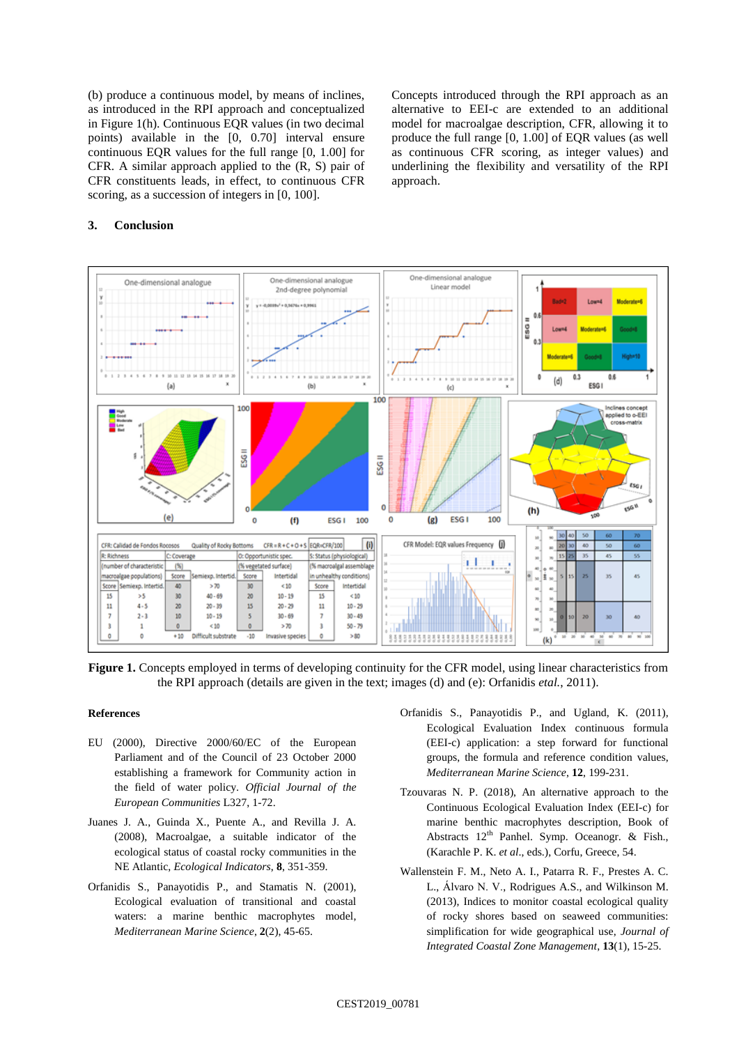(b) produce a continuous model, by means of inclines, as introduced in the RPI approach and conceptualized in Figure 1(h). Continuous EQR values (in two decimal points) available in the [0, 0.70] interval ensure continuous EQR values for the full range [0, 1.00] for CFR. A similar approach applied to the (R, S) pair of CFR constituents leads, in effect, to continuous CFR scoring, as a succession of integers in [0, 100].

## 3. Conclusion

Concepts introduced through the RPI approach as an alternative to EEI-c are extended to an additional model for macroalgae description, CFR, allowing it to produce the full range [0, 1.00] of EQR values (as well as continuous CFR scoring, as integer values) and underlining the flexibility and versatility of the RPI approach.

**Figure 1.** Concepts employed in terms of developing continuity for the CFR model, using linear characteristics from the RPI approach (details are given in the text; images (d) and (e): Orfanidis *etal.*, 2011).

### References

EU (2000), Directive 2000/60/EC of the European Parliament and of the Council of 23 October 2000 establishing a framework for Community action in the field of water policy. *Official Journal of the European Communities* L327, 1-72.

Juanes J. A., Guinda X., Puente A., and Revilla J. A. (2008), Macroalgae, a suitable indicator of the ecological status of coastal rocky communities in the NE Atlantic, *Ecological Indicators*, **8**, 351-359.

Orfanidis S., Panayotidis P., and Stamatis N. (2001), Ecological evaluation of transitional and coastal waters: a marine benthic macrophytes model, *Mediterranean Marine Science*, **2**(2), 45-65.

Orfanidis S., Panayotidis P., and Ugland, K. (2011), Ecological Evaluation Index continuous formula (EEI-c) application: a step forward for functional groups, the formula and reference condition values, *Mediterranean Marine Science*, **12**, 199-231.

Tzouvaras N. P. (2018), An alternative approach to the Continuous Ecological Evaluation Index (EEI-c) for marine benthic macrophytes description, Book of Abstracts 12th Panhel. Symp. Oceanogr. & Fish., (Karachle P. K. *et al*., eds.), Corfu, Greece, 54.

Wallenstein F. M., Neto A. I., Patarra R. F., Prestes A. C. L., Álvaro N. V., Rodrigues A.S., and Wilkinson M. (2013), Indices to monitor coastal ecological quality of rocky shores based on seaweed communities: simplification for wide geographical use, *Journal of Integrated Coastal Zone Management*, **13**(1), 15-25.